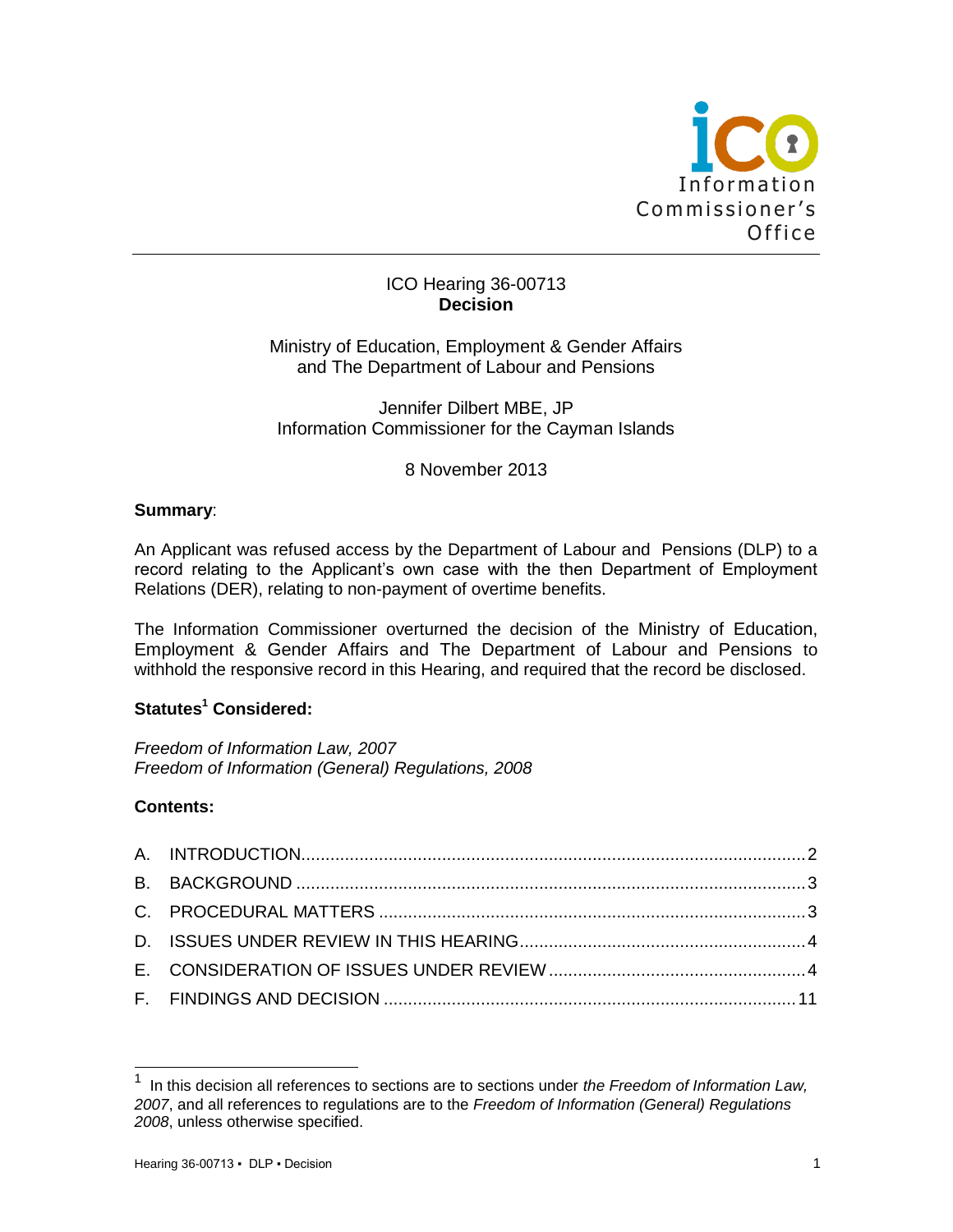Information Commissioner's Office

ICO Hearing 36-00713
**Decision**

Ministry of Education, Employment & Gender Affairs and The Department of Labour and Pensions

Jennifer Dilbert MBE, JP
Information Commissioner for the Cayman Islands

8 November 2013

**Summary**:

An Applicant was refused access by the Department of Labour and Pensions (DLP) to a record relating to the Applicant's own case with the then Department of Employment Relations (DER), relating to non-payment of overtime benefits.

The Information Commissioner overturned the decision of the Ministry of Education, Employment & Gender Affairs and The Department of Labour and Pensions to withhold the responsive record in this Hearing, and required that the record be disclosed.

**Statutes[1] Considered:**

*Freedom of Information Law, 2007*
*Freedom of Information (General) Regulations, 2008*

**Contents:**

| | | |
|---|---|---|
| A. | INTRODUCTION | 2 |
| B. | BACKGROUND | 3 |
| C. | PROCEDURAL MATTERS | 3 |
| D. | ISSUES UNDER REVIEW IN THIS HEARING | 4 |
| E. | CONSIDERATION OF ISSUES UNDER REVIEW | 4 |
| F. | FINDINGS AND DECISION | 11 |

[1] In this decision all references to sections are to sections under *the Freedom of Information Law, 2007*, and all references to regulations are to the *Freedom of Information (General) Regulations 2008*, unless otherwise specified.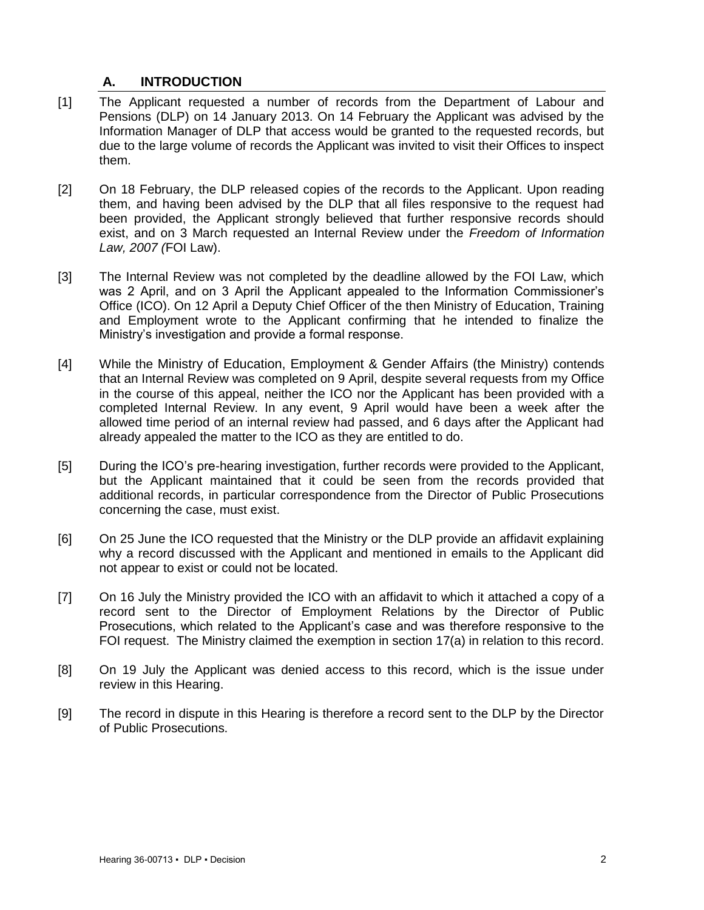## A. INTRODUCTION

[1] The Applicant requested a number of records from the Department of Labour and Pensions (DLP) on 14 January 2013. On 14 February the Applicant was advised by the Information Manager of DLP that access would be granted to the requested records, but due to the large volume of records the Applicant was invited to visit their Offices to inspect them.

[2] On 18 February, the DLP released copies of the records to the Applicant. Upon reading them, and having been advised by the DLP that all files responsive to the request had been provided, the Applicant strongly believed that further responsive records should exist, and on 3 March requested an Internal Review under the *Freedom of Information Law, 2007 (*FOI Law).

[3] The Internal Review was not completed by the deadline allowed by the FOI Law, which was 2 April, and on 3 April the Applicant appealed to the Information Commissioner's Office (ICO). On 12 April a Deputy Chief Officer of the then Ministry of Education, Training and Employment wrote to the Applicant confirming that he intended to finalize the Ministry's investigation and provide a formal response.

[4] While the Ministry of Education, Employment & Gender Affairs (the Ministry) contends that an Internal Review was completed on 9 April, despite several requests from my Office in the course of this appeal, neither the ICO nor the Applicant has been provided with a completed Internal Review. In any event, 9 April would have been a week after the allowed time period of an internal review had passed, and 6 days after the Applicant had already appealed the matter to the ICO as they are entitled to do.

[5] During the ICO's pre-hearing investigation, further records were provided to the Applicant, but the Applicant maintained that it could be seen from the records provided that additional records, in particular correspondence from the Director of Public Prosecutions concerning the case, must exist.

[6] On 25 June the ICO requested that the Ministry or the DLP provide an affidavit explaining why a record discussed with the Applicant and mentioned in emails to the Applicant did not appear to exist or could not be located.

[7] On 16 July the Ministry provided the ICO with an affidavit to which it attached a copy of a record sent to the Director of Employment Relations by the Director of Public Prosecutions, which related to the Applicant's case and was therefore responsive to the FOI request. The Ministry claimed the exemption in section 17(a) in relation to this record.

[8] On 19 July the Applicant was denied access to this record, which is the issue under review in this Hearing.

[9] The record in dispute in this Hearing is therefore a record sent to the DLP by the Director of Public Prosecutions.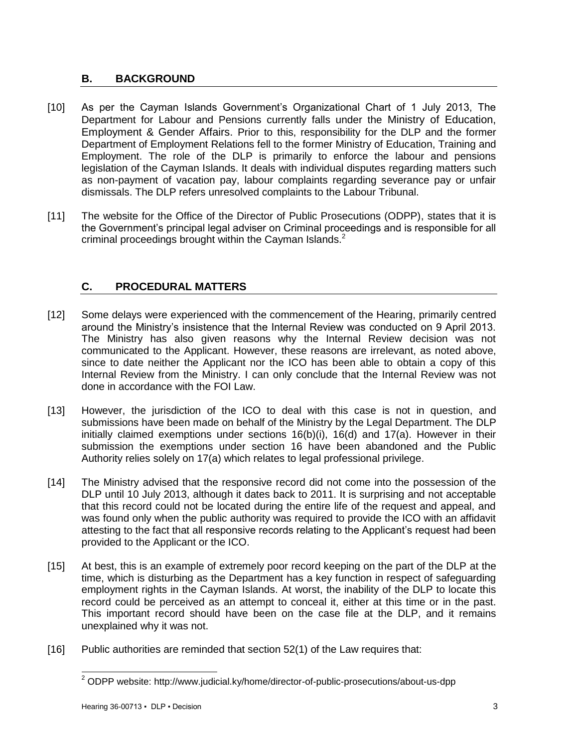## B. BACKGROUND

[10] As per the Cayman Islands Government's Organizational Chart of 1 July 2013, The Department for Labour and Pensions currently falls under the Ministry of Education, Employment & Gender Affairs. Prior to this, responsibility for the DLP and the former Department of Employment Relations fell to the former Ministry of Education, Training and Employment. The role of the DLP is primarily to enforce the labour and pensions legislation of the Cayman Islands. It deals with individual disputes regarding matters such as non-payment of vacation pay, labour complaints regarding severance pay or unfair dismissals. The DLP refers unresolved complaints to the Labour Tribunal.

[11] The website for the Office of the Director of Public Prosecutions (ODPP), states that it is the Government's principal legal adviser on Criminal proceedings and is responsible for all criminal proceedings brought within the Cayman Islands.[2]

## C. PROCEDURAL MATTERS

[12] Some delays were experienced with the commencement of the Hearing, primarily centred around the Ministry's insistence that the Internal Review was conducted on 9 April 2013. The Ministry has also given reasons why the Internal Review decision was not communicated to the Applicant. However, these reasons are irrelevant, as noted above, since to date neither the Applicant nor the ICO has been able to obtain a copy of this Internal Review from the Ministry. I can only conclude that the Internal Review was not done in accordance with the FOI Law.

[13] However, the jurisdiction of the ICO to deal with this case is not in question, and submissions have been made on behalf of the Ministry by the Legal Department. The DLP initially claimed exemptions under sections 16(b)(i), 16(d) and 17(a). However in their submission the exemptions under section 16 have been abandoned and the Public Authority relies solely on 17(a) which relates to legal professional privilege.

[14] The Ministry advised that the responsive record did not come into the possession of the DLP until 10 July 2013, although it dates back to 2011. It is surprising and not acceptable that this record could not be located during the entire life of the request and appeal, and was found only when the public authority was required to provide the ICO with an affidavit attesting to the fact that all responsive records relating to the Applicant's request had been provided to the Applicant or the ICO.

[15] At best, this is an example of extremely poor record keeping on the part of the DLP at the time, which is disturbing as the Department has a key function in respect of safeguarding employment rights in the Cayman Islands. At worst, the inability of the DLP to locate this record could be perceived as an attempt to conceal it, either at this time or in the past. This important record should have been on the case file at the DLP, and it remains unexplained why it was not.

[16] Public authorities are reminded that section 52(1) of the Law requires that:

---

[2] ODPP website: http://www.judicial.ky/home/director-of-public-prosecutions/about-us-dpp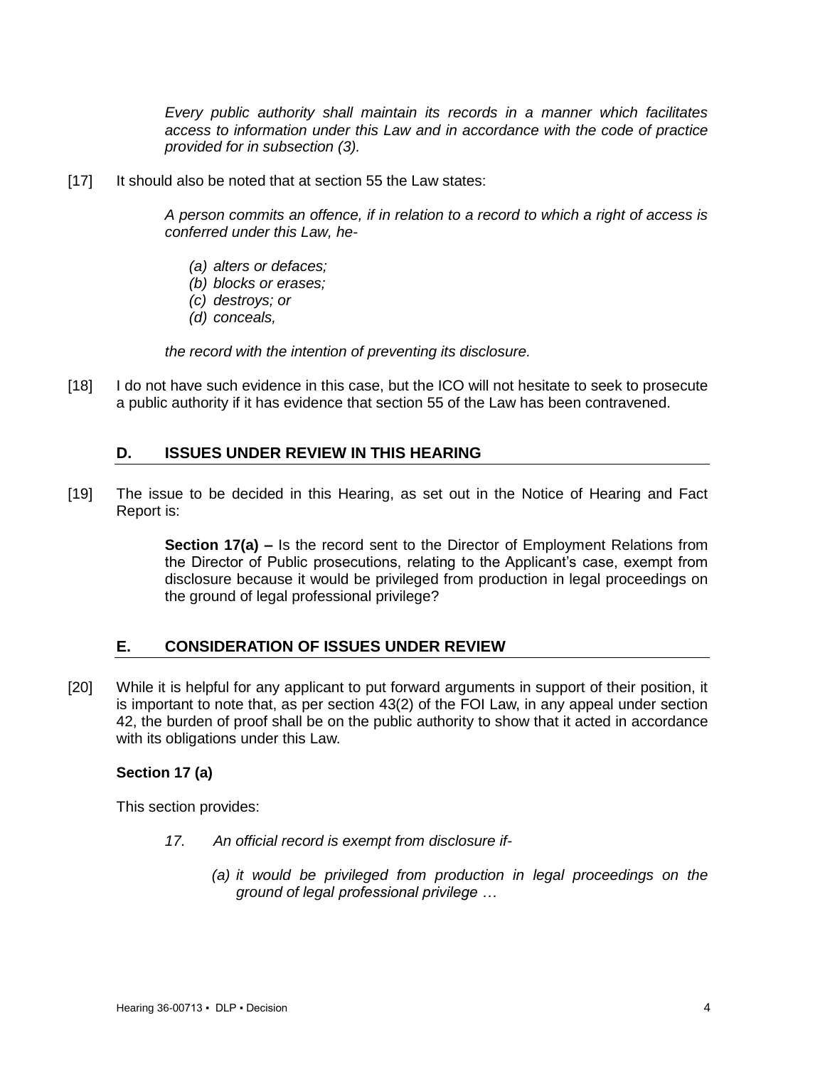*Every public authority shall maintain its records in a manner which facilitates access to information under this Law and in accordance with the code of practice provided for in subsection (3).*

[17] It should also be noted that at section 55 the Law states:

*A person commits an offence, if in relation to a record to which a right of access is conferred under this Law, he-*

*(a) alters or defaces;*
*(b) blocks or erases;*
*(c) destroys; or*
*(d) conceals,*

*the record with the intention of preventing its disclosure.*

[18] I do not have such evidence in this case, but the ICO will not hesitate to seek to prosecute a public authority if it has evidence that section 55 of the Law has been contravened.

## D. ISSUES UNDER REVIEW IN THIS HEARING

[19] The issue to be decided in this Hearing, as set out in the Notice of Hearing and Fact Report is:

**Section 17(a) –** Is the record sent to the Director of Employment Relations from the Director of Public prosecutions, relating to the Applicant's case, exempt from disclosure because it would be privileged from production in legal proceedings on the ground of legal professional privilege?

## E. CONSIDERATION OF ISSUES UNDER REVIEW

[20] While it is helpful for any applicant to put forward arguments in support of their position, it is important to note that, as per section 43(2) of the FOI Law, in any appeal under section 42, the burden of proof shall be on the public authority to show that it acted in accordance with its obligations under this Law.

**Section 17 (a)**

This section provides:

*17. An official record is exempt from disclosure if-*

*(a) it would be privileged from production in legal proceedings on the ground of legal professional privilege …*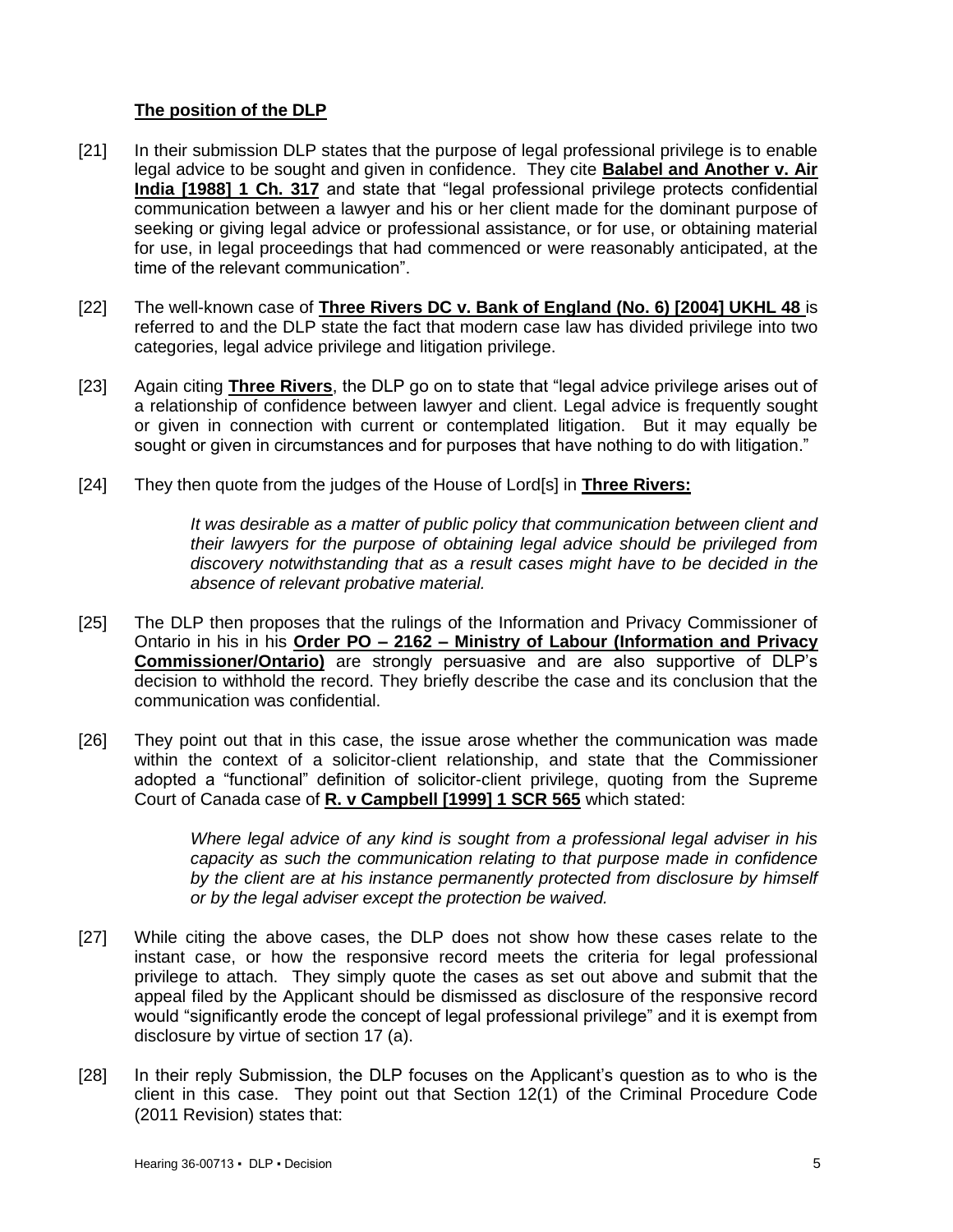**The position of the DLP**

[21] In their submission DLP states that the purpose of legal professional privilege is to enable legal advice to be sought and given in confidence. They cite **Balabel and Another v. Air India [1988] 1 Ch. 317** and state that "legal professional privilege protects confidential communication between a lawyer and his or her client made for the dominant purpose of seeking or giving legal advice or professional assistance, or for use, or obtaining material for use, in legal proceedings that had commenced or were reasonably anticipated, at the time of the relevant communication".

[22] The well-known case of **Three Rivers DC v. Bank of England (No. 6) [2004] UKHL 48** is referred to and the DLP state the fact that modern case law has divided privilege into two categories, legal advice privilege and litigation privilege.

[23] Again citing **Three Rivers**, the DLP go on to state that "legal advice privilege arises out of a relationship of confidence between lawyer and client. Legal advice is frequently sought or given in connection with current or contemplated litigation. But it may equally be sought or given in circumstances and for purposes that have nothing to do with litigation."

[24] They then quote from the judges of the House of Lord[s] in **Three Rivers:**

> *It was desirable as a matter of public policy that communication between client and their lawyers for the purpose of obtaining legal advice should be privileged from discovery notwithstanding that as a result cases might have to be decided in the absence of relevant probative material.*

[25] The DLP then proposes that the rulings of the Information and Privacy Commissioner of Ontario in his in his **Order PO – 2162 – Ministry of Labour (Information and Privacy Commissioner/Ontario)** are strongly persuasive and are also supportive of DLP's decision to withhold the record. They briefly describe the case and its conclusion that the communication was confidential.

[26] They point out that in this case, the issue arose whether the communication was made within the context of a solicitor-client relationship, and state that the Commissioner adopted a "functional" definition of solicitor-client privilege, quoting from the Supreme Court of Canada case of **R. v Campbell [1999] 1 SCR 565** which stated:

> *Where legal advice of any kind is sought from a professional legal adviser in his capacity as such the communication relating to that purpose made in confidence by the client are at his instance permanently protected from disclosure by himself or by the legal adviser except the protection be waived.*

[27] While citing the above cases, the DLP does not show how these cases relate to the instant case, or how the responsive record meets the criteria for legal professional privilege to attach. They simply quote the cases as set out above and submit that the appeal filed by the Applicant should be dismissed as disclosure of the responsive record would "significantly erode the concept of legal professional privilege" and it is exempt from disclosure by virtue of section 17 (a).

[28] In their reply Submission, the DLP focuses on the Applicant's question as to who is the client in this case. They point out that Section 12(1) of the Criminal Procedure Code (2011 Revision) states that: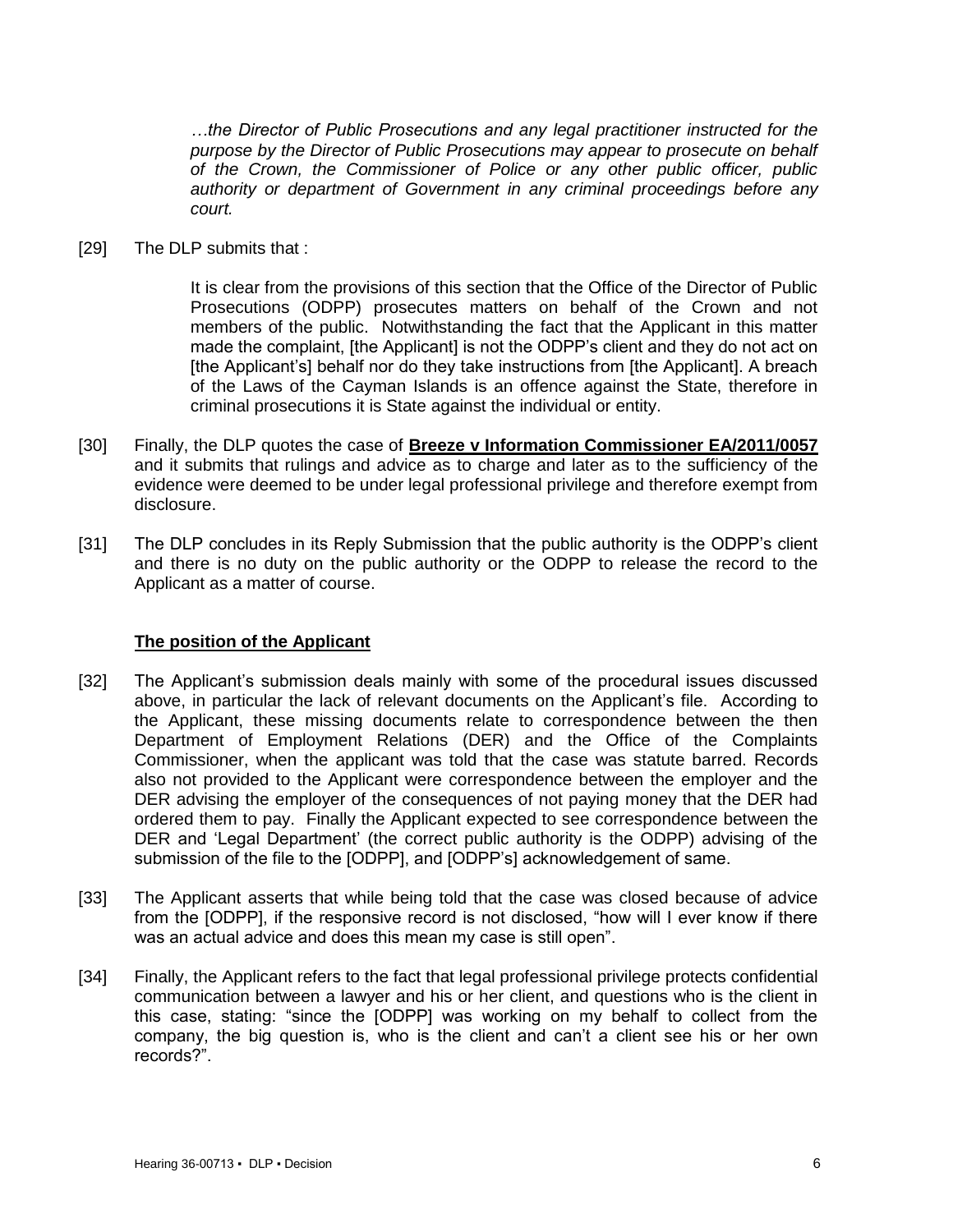> *…the Director of Public Prosecutions and any legal practitioner instructed for the purpose by the Director of Public Prosecutions may appear to prosecute on behalf of the Crown, the Commissioner of Police or any other public officer, public authority or department of Government in any criminal proceedings before any court.*

[29] The DLP submits that :

> It is clear from the provisions of this section that the Office of the Director of Public Prosecutions (ODPP) prosecutes matters on behalf of the Crown and not members of the public. Notwithstanding the fact that the Applicant in this matter made the complaint, [the Applicant] is not the ODPP's client and they do not act on [the Applicant's] behalf nor do they take instructions from [the Applicant]. A breach of the Laws of the Cayman Islands is an offence against the State, therefore in criminal prosecutions it is State against the individual or entity.

[30] Finally, the DLP quotes the case of **Breeze v Information Commissioner EA/2011/0057** and it submits that rulings and advice as to charge and later as to the sufficiency of the evidence were deemed to be under legal professional privilege and therefore exempt from disclosure.

[31] The DLP concludes in its Reply Submission that the public authority is the ODPP's client and there is no duty on the public authority or the ODPP to release the record to the Applicant as a matter of course.

## The position of the Applicant

[32] The Applicant's submission deals mainly with some of the procedural issues discussed above, in particular the lack of relevant documents on the Applicant's file. According to the Applicant, these missing documents relate to correspondence between the then Department of Employment Relations (DER) and the Office of the Complaints Commissioner, when the applicant was told that the case was statute barred. Records also not provided to the Applicant were correspondence between the employer and the DER advising the employer of the consequences of not paying money that the DER had ordered them to pay. Finally the Applicant expected to see correspondence between the DER and 'Legal Department' (the correct public authority is the ODPP) advising of the submission of the file to the [ODPP], and [ODPP's] acknowledgement of same.

[33] The Applicant asserts that while being told that the case was closed because of advice from the [ODPP], if the responsive record is not disclosed, "how will I ever know if there was an actual advice and does this mean my case is still open".

[34] Finally, the Applicant refers to the fact that legal professional privilege protects confidential communication between a lawyer and his or her client, and questions who is the client in this case, stating: "since the [ODPP] was working on my behalf to collect from the company, the big question is, who is the client and can't a client see his or her own records?".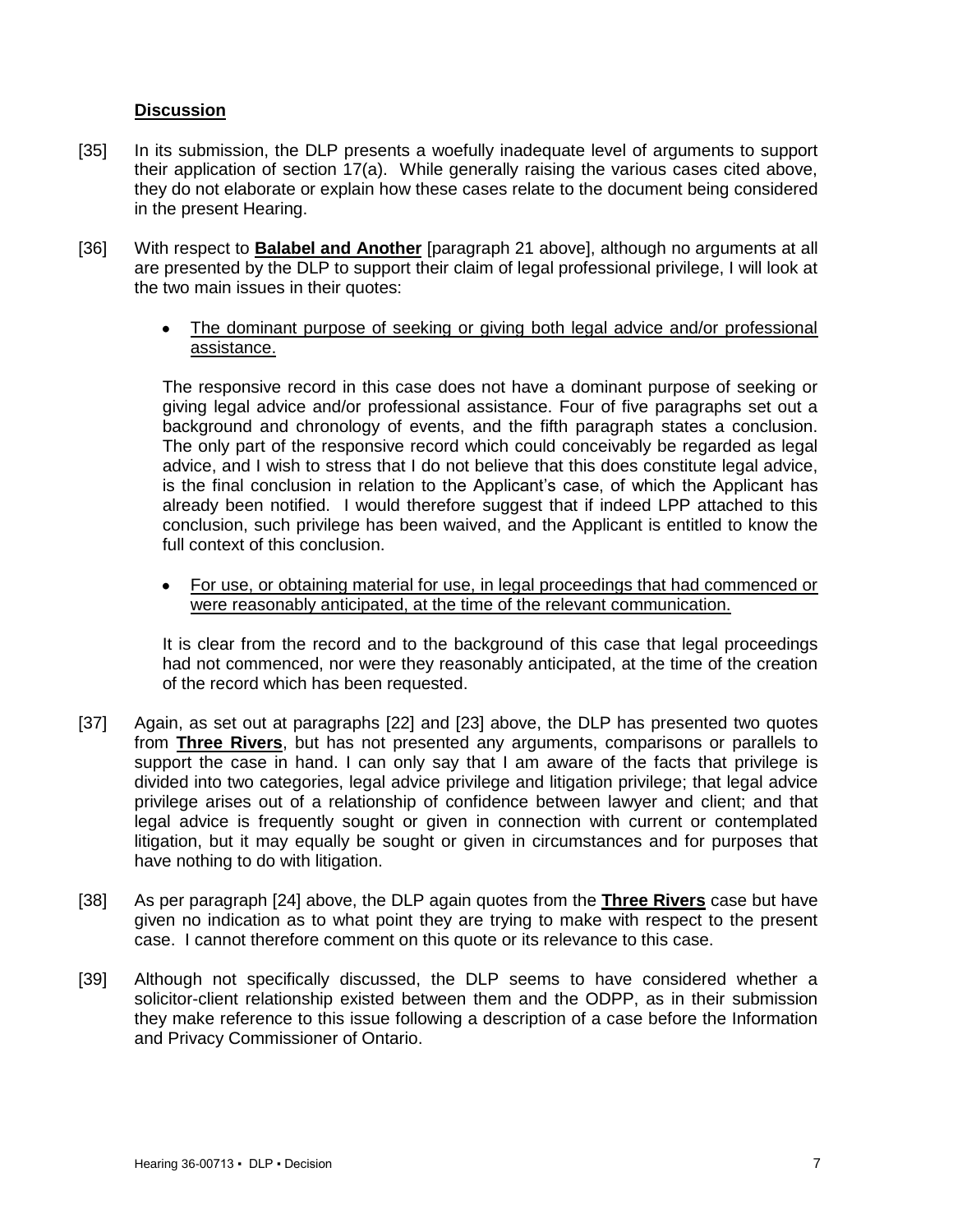**Discussion**

[35] In its submission, the DLP presents a woefully inadequate level of arguments to support their application of section 17(a). While generally raising the various cases cited above, they do not elaborate or explain how these cases relate to the document being considered in the present Hearing.

[36] With respect to **Balabel and Another** [paragraph 21 above], although no arguments at all are presented by the DLP to support their claim of legal professional privilege, I will look at the two main issues in their quotes:

- The dominant purpose of seeking or giving both legal advice and/or professional assistance.

The responsive record in this case does not have a dominant purpose of seeking or giving legal advice and/or professional assistance. Four of five paragraphs set out a background and chronology of events, and the fifth paragraph states a conclusion. The only part of the responsive record which could conceivably be regarded as legal advice, and I wish to stress that I do not believe that this does constitute legal advice, is the final conclusion in relation to the Applicant's case, of which the Applicant has already been notified. I would therefore suggest that if indeed LPP attached to this conclusion, such privilege has been waived, and the Applicant is entitled to know the full context of this conclusion.

- For use, or obtaining material for use, in legal proceedings that had commenced or were reasonably anticipated, at the time of the relevant communication.

It is clear from the record and to the background of this case that legal proceedings had not commenced, nor were they reasonably anticipated, at the time of the creation of the record which has been requested.

[37] Again, as set out at paragraphs [22] and [23] above, the DLP has presented two quotes from **Three Rivers**, but has not presented any arguments, comparisons or parallels to support the case in hand. I can only say that I am aware of the facts that privilege is divided into two categories, legal advice privilege and litigation privilege; that legal advice privilege arises out of a relationship of confidence between lawyer and client; and that legal advice is frequently sought or given in connection with current or contemplated litigation, but it may equally be sought or given in circumstances and for purposes that have nothing to do with litigation.

[38] As per paragraph [24] above, the DLP again quotes from the **Three Rivers** case but have given no indication as to what point they are trying to make with respect to the present case. I cannot therefore comment on this quote or its relevance to this case.

[39] Although not specifically discussed, the DLP seems to have considered whether a solicitor-client relationship existed between them and the ODPP, as in their submission they make reference to this issue following a description of a case before the Information and Privacy Commissioner of Ontario.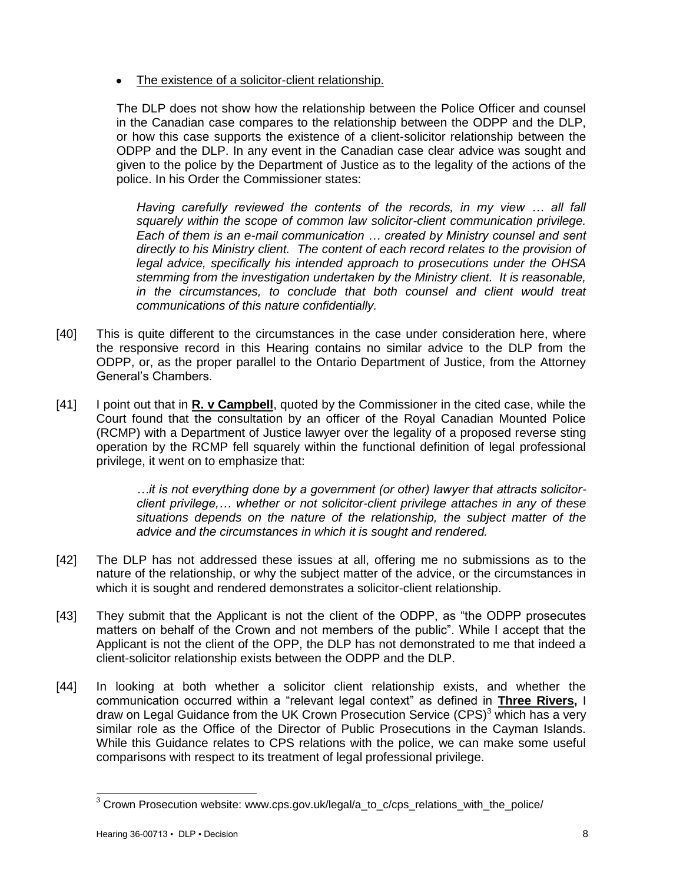- The existence of a solicitor-client relationship.

The DLP does not show how the relationship between the Police Officer and counsel in the Canadian case compares to the relationship between the ODPP and the DLP, or how this case supports the existence of a client-solicitor relationship between the ODPP and the DLP. In any event in the Canadian case clear advice was sought and given to the police by the Department of Justice as to the legality of the actions of the police. In his Order the Commissioner states:

> *Having carefully reviewed the contents of the records, in my view … all fall squarely within the scope of common law solicitor-client communication privilege. Each of them is an e-mail communication … created by Ministry counsel and sent directly to his Ministry client. The content of each record relates to the provision of legal advice, specifically his intended approach to prosecutions under the OHSA stemming from the investigation undertaken by the Ministry client. It is reasonable, in the circumstances, to conclude that both counsel and client would treat communications of this nature confidentially.*

[40] This is quite different to the circumstances in the case under consideration here, where the responsive record in this Hearing contains no similar advice to the DLP from the ODPP, or, as the proper parallel to the Ontario Department of Justice, from the Attorney General's Chambers.

[41] I point out that in **R. v Campbell**, quoted by the Commissioner in the cited case, while the Court found that the consultation by an officer of the Royal Canadian Mounted Police (RCMP) with a Department of Justice lawyer over the legality of a proposed reverse sting operation by the RCMP fell squarely within the functional definition of legal professional privilege, it went on to emphasize that:

> *…it is not everything done by a government (or other) lawyer that attracts solicitor-client privilege,… whether or not solicitor-client privilege attaches in any of these situations depends on the nature of the relationship, the subject matter of the advice and the circumstances in which it is sought and rendered.*

[42] The DLP has not addressed these issues at all, offering me no submissions as to the nature of the relationship, or why the subject matter of the advice, or the circumstances in which it is sought and rendered demonstrates a solicitor-client relationship.

[43] They submit that the Applicant is not the client of the ODPP, as "the ODPP prosecutes matters on behalf of the Crown and not members of the public". While I accept that the Applicant is not the client of the OPP, the DLP has not demonstrated to me that indeed a client-solicitor relationship exists between the ODPP and the DLP.

[44] In looking at both whether a solicitor client relationship exists, and whether the communication occurred within a "relevant legal context" as defined in **Three Rivers,** I draw on Legal Guidance from the UK Crown Prosecution Service (CPS)[3] which has a very similar role as the Office of the Director of Public Prosecutions in the Cayman Islands. While this Guidance relates to CPS relations with the police, we can make some useful comparisons with respect to its treatment of legal professional privilege.

---

[3] Crown Prosecution website: www.cps.gov.uk/legal/a_to_c/cps_relations_with_the_police/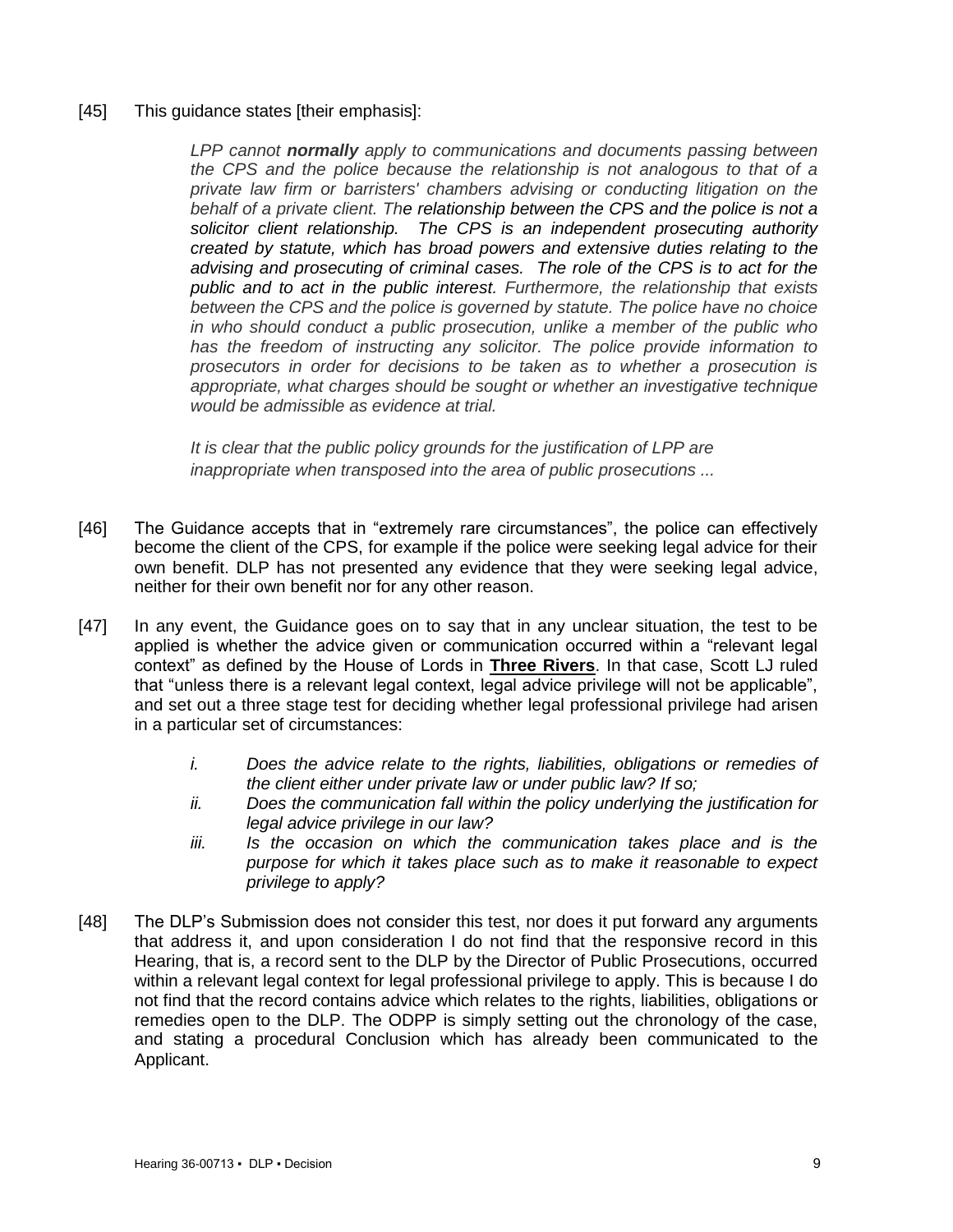[45] This guidance states [their emphasis]:

> *LPP cannot **normally** apply to communications and documents passing between the CPS and the police because the relationship is not analogous to that of a private law firm or barristers' chambers advising or conducting litigation on the behalf of a private client. The relationship between the CPS and the police is not a solicitor client relationship. The CPS is an independent prosecuting authority created by statute, which has broad powers and extensive duties relating to the advising and prosecuting of criminal cases. The role of the CPS is to act for the public and to act in the public interest. Furthermore, the relationship that exists between the CPS and the police is governed by statute. The police have no choice in who should conduct a public prosecution, unlike a member of the public who has the freedom of instructing any solicitor. The police provide information to prosecutors in order for decisions to be taken as to whether a prosecution is appropriate, what charges should be sought or whether an investigative technique would be admissible as evidence at trial.*
>
> *It is clear that the public policy grounds for the justification of LPP are inappropriate when transposed into the area of public prosecutions ...*

[46] The Guidance accepts that in "extremely rare circumstances", the police can effectively become the client of the CPS, for example if the police were seeking legal advice for their own benefit. DLP has not presented any evidence that they were seeking legal advice, neither for their own benefit nor for any other reason.

[47] In any event, the Guidance goes on to say that in any unclear situation, the test to be applied is whether the advice given or communication occurred within a "relevant legal context" as defined by the House of Lords in **Three Rivers**. In that case, Scott LJ ruled that "unless there is a relevant legal context, legal advice privilege will not be applicable", and set out a three stage test for deciding whether legal professional privilege had arisen in a particular set of circumstances:

> *i. Does the advice relate to the rights, liabilities, obligations or remedies of the client either under private law or under public law? If so;*
>
> *ii. Does the communication fall within the policy underlying the justification for legal advice privilege in our law?*
>
> *iii. Is the occasion on which the communication takes place and is the purpose for which it takes place such as to make it reasonable to expect privilege to apply?*

[48] The DLP's Submission does not consider this test, nor does it put forward any arguments that address it, and upon consideration I do not find that the responsive record in this Hearing, that is, a record sent to the DLP by the Director of Public Prosecutions, occurred within a relevant legal context for legal professional privilege to apply. This is because I do not find that the record contains advice which relates to the rights, liabilities, obligations or remedies open to the DLP. The ODPP is simply setting out the chronology of the case, and stating a procedural Conclusion which has already been communicated to the Applicant.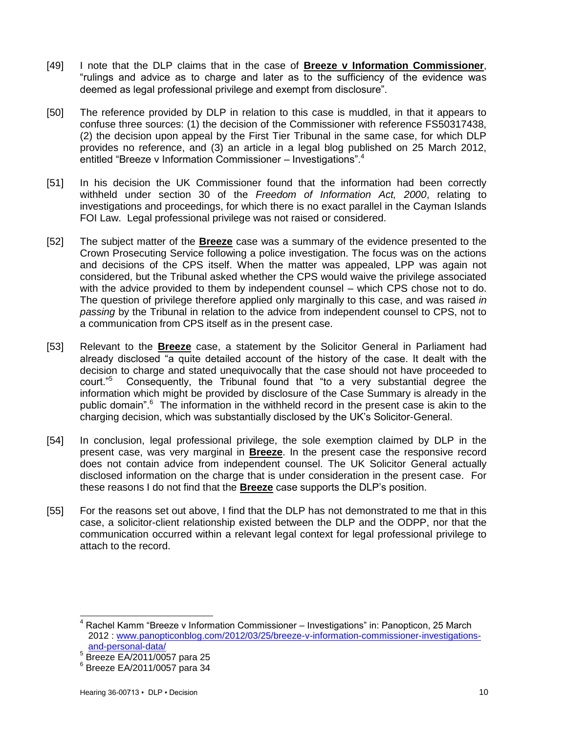[49] I note that the DLP claims that in the case of **Breeze v Information Commissioner**, "rulings and advice as to charge and later as to the sufficiency of the evidence was deemed as legal professional privilege and exempt from disclosure".

[50] The reference provided by DLP in relation to this case is muddled, in that it appears to confuse three sources: (1) the decision of the Commissioner with reference FS50317438, (2) the decision upon appeal by the First Tier Tribunal in the same case, for which DLP provides no reference, and (3) an article in a legal blog published on 25 March 2012, entitled "Breeze v Information Commissioner – Investigations".[4]

[51] In his decision the UK Commissioner found that the information had been correctly withheld under section 30 of the *Freedom of Information Act, 2000*, relating to investigations and proceedings, for which there is no exact parallel in the Cayman Islands FOI Law. Legal professional privilege was not raised or considered.

[52] The subject matter of the **Breeze** case was a summary of the evidence presented to the Crown Prosecuting Service following a police investigation. The focus was on the actions and decisions of the CPS itself. When the matter was appealed, LPP was again not considered, but the Tribunal asked whether the CPS would waive the privilege associated with the advice provided to them by independent counsel – which CPS chose not to do. The question of privilege therefore applied only marginally to this case, and was raised *in passing* by the Tribunal in relation to the advice from independent counsel to CPS, not to a communication from CPS itself as in the present case.

[53] Relevant to the **Breeze** case, a statement by the Solicitor General in Parliament had already disclosed "a quite detailed account of the history of the case. It dealt with the decision to charge and stated unequivocally that the case should not have proceeded to court."[5] Consequently, the Tribunal found that "to a very substantial degree the information which might be provided by disclosure of the Case Summary is already in the public domain".[6] The information in the withheld record in the present case is akin to the charging decision, which was substantially disclosed by the UK's Solicitor-General.

[54] In conclusion, legal professional privilege, the sole exemption claimed by DLP in the present case, was very marginal in **Breeze**. In the present case the responsive record does not contain advice from independent counsel. The UK Solicitor General actually disclosed information on the charge that is under consideration in the present case. For these reasons I do not find that the **Breeze** case supports the DLP's position.

[55] For the reasons set out above, I find that the DLP has not demonstrated to me that in this case, a solicitor-client relationship existed between the DLP and the ODPP, nor that the communication occurred within a relevant legal context for legal professional privilege to attach to the record.

---

[4] Rachel Kamm "Breeze v Information Commissioner – Investigations" in: Panopticon, 25 March 2012 : [www.panopticonblog.com/2012/03/25/breeze-v-information-commissioner-investigations-and-personal-data/](www.panopticonblog.com/2012/03/25/breeze-v-information-commissioner-investigations-and-personal-data/)

[5] Breeze EA/2011/0057 para 25

[6] Breeze EA/2011/0057 para 34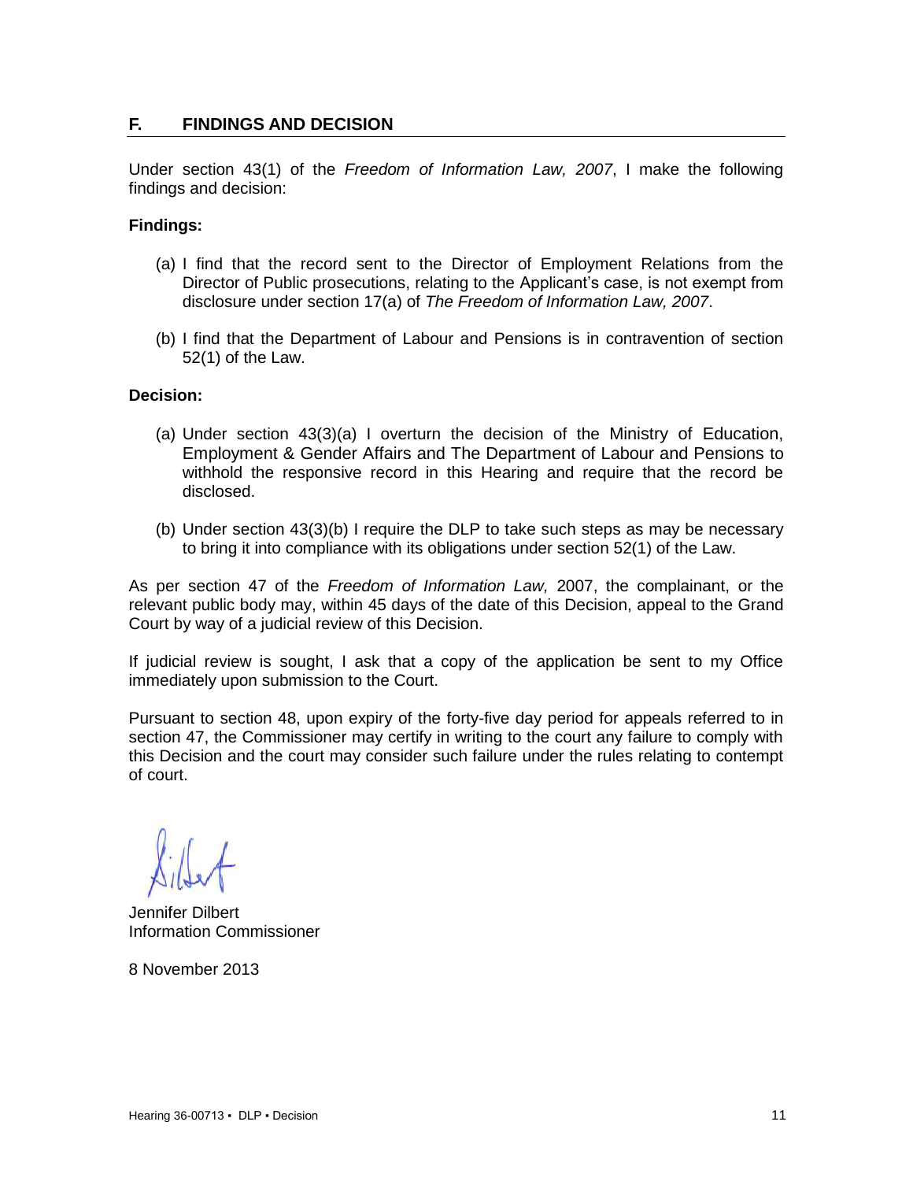## F. FINDINGS AND DECISION

Under section 43(1) of the *Freedom of Information Law, 2007*, I make the following findings and decision:

**Findings:**

(a) I find that the record sent to the Director of Employment Relations from the Director of Public prosecutions, relating to the Applicant's case, is not exempt from disclosure under section 17(a) of *The Freedom of Information Law, 2007*.

(b) I find that the Department of Labour and Pensions is in contravention of section 52(1) of the Law.

**Decision:**

(a) Under section 43(3)(a) I overturn the decision of the Ministry of Education, Employment & Gender Affairs and The Department of Labour and Pensions to withhold the responsive record in this Hearing and require that the record be disclosed.

(b) Under section 43(3)(b) I require the DLP to take such steps as may be necessary to bring it into compliance with its obligations under section 52(1) of the Law.

As per section 47 of the *Freedom of Information Law,* 2007, the complainant, or the relevant public body may, within 45 days of the date of this Decision, appeal to the Grand Court by way of a judicial review of this Decision.

If judicial review is sought, I ask that a copy of the application be sent to my Office immediately upon submission to the Court.

Pursuant to section 48, upon expiry of the forty-five day period for appeals referred to in section 47, the Commissioner may certify in writing to the court any failure to comply with this Decision and the court may consider such failure under the rules relating to contempt of court.

Jennifer Dilbert
Information Commissioner

8 November 2013